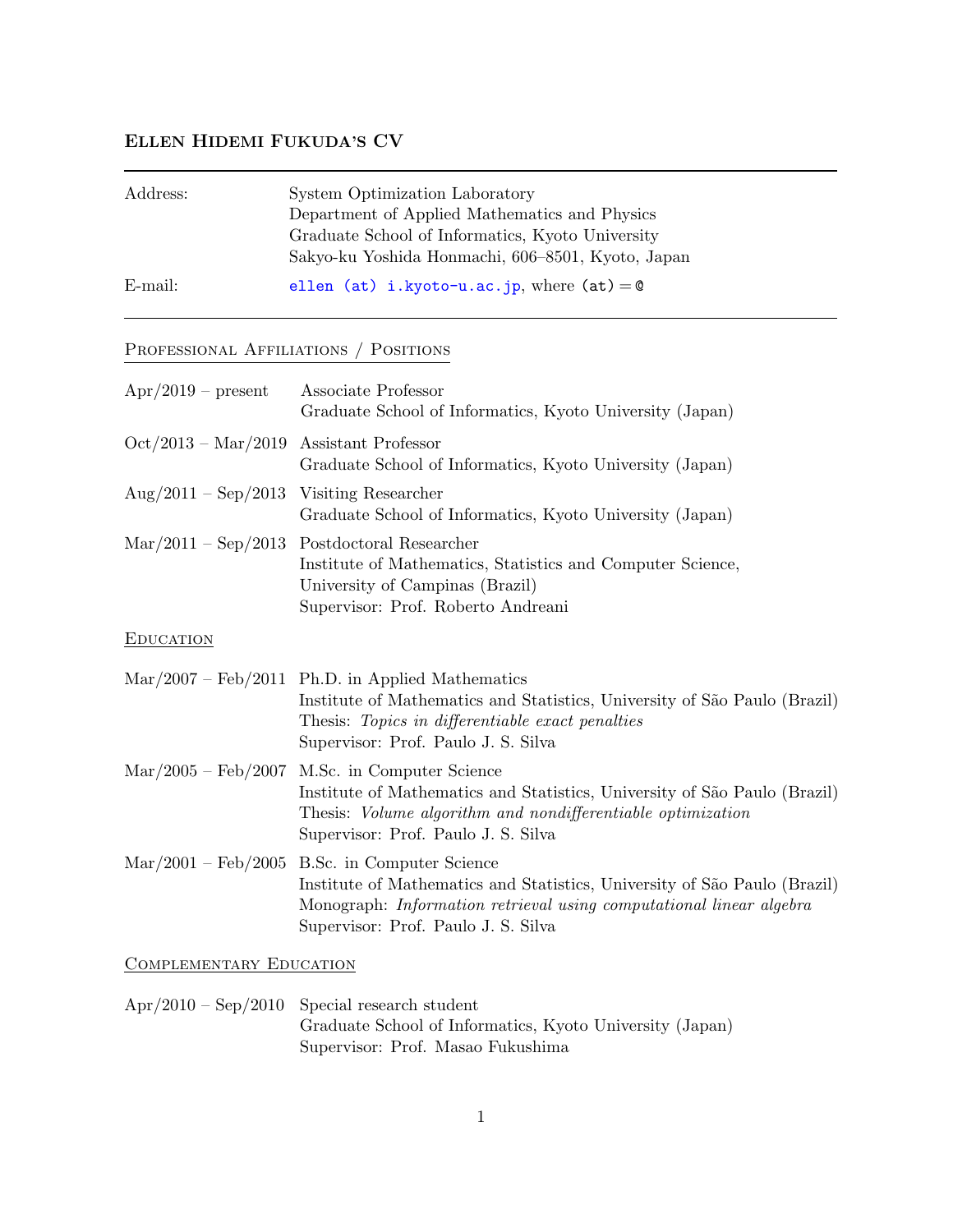# Ellen Hidemi Fukuda's CV

| | |
|---|---|
| Address: | System Optimization Laboratory<br>Department of Applied Mathematics and Physics<br>Graduate School of Informatics, Kyoto University<br>Sakyo-ku Yoshida Honmachi, 606–8501, Kyoto, Japan |
| E-mail: | ellen (at) i.kyoto-u.ac.jp, where (at) = @ |

## Professional Affiliations / Positions

**Apr/2019 – present**
Associate Professor
Graduate School of Informatics, Kyoto University (Japan)

**Oct/2013 – Mar/2019**
Assistant Professor
Graduate School of Informatics, Kyoto University (Japan)

**Aug/2011 – Sep/2013**
Visiting Researcher
Graduate School of Informatics, Kyoto University (Japan)

**Mar/2011 – Sep/2013**
Postdoctoral Researcher
Institute of Mathematics, Statistics and Computer Science, University of Campinas (Brazil)
Supervisor: Prof. Roberto Andreani

## Education

**Mar/2007 – Feb/2011**
Ph.D. in Applied Mathematics
Institute of Mathematics and Statistics, University of São Paulo (Brazil)
Thesis: *Topics in differentiable exact penalties*
Supervisor: Prof. Paulo J. S. Silva

**Mar/2005 – Feb/2007**
M.Sc. in Computer Science
Institute of Mathematics and Statistics, University of São Paulo (Brazil)
Thesis: *Volume algorithm and nondifferentiable optimization*
Supervisor: Prof. Paulo J. S. Silva

**Mar/2001 – Feb/2005**
B.Sc. in Computer Science
Institute of Mathematics and Statistics, University of São Paulo (Brazil)
Monograph: *Information retrieval using computational linear algebra*
Supervisor: Prof. Paulo J. S. Silva

## Complementary Education

**Apr/2010 – Sep/2010**
Special research student
Graduate School of Informatics, Kyoto University (Japan)
Supervisor: Prof. Masao Fukushima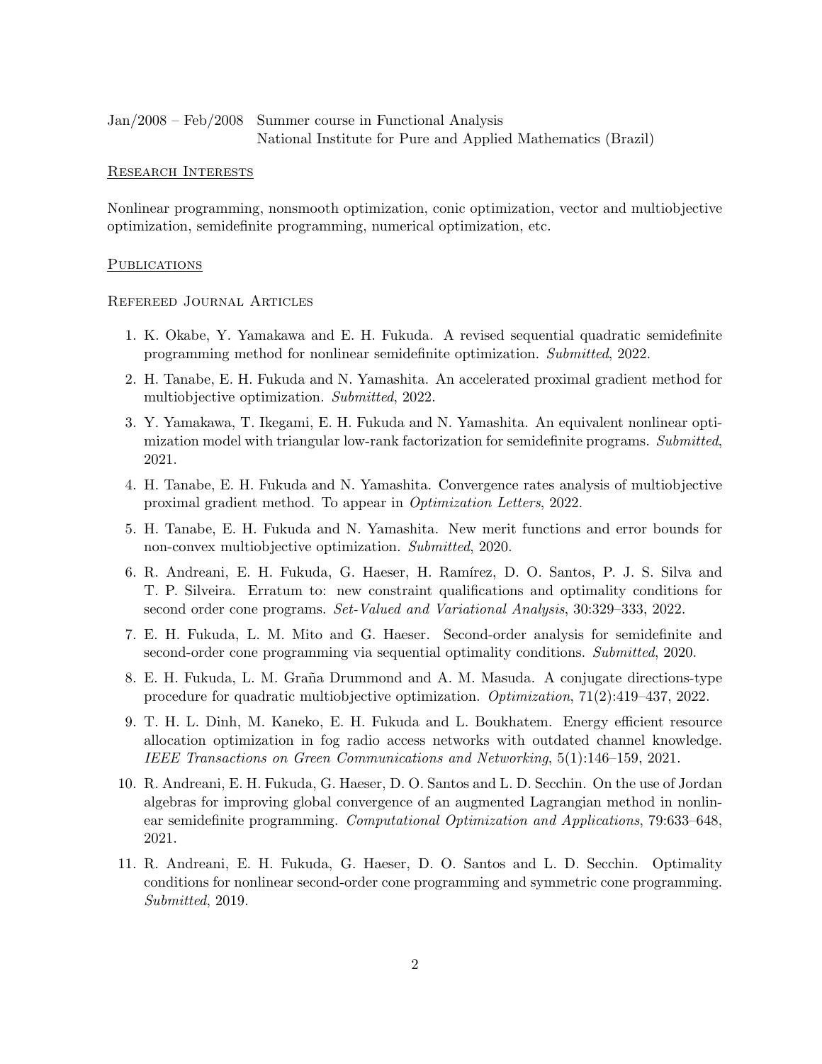Jan/2008 – Feb/2008 Summer course in Functional Analysis
National Institute for Pure and Applied Mathematics (Brazil)

## Research Interests

Nonlinear programming, nonsmooth optimization, conic optimization, vector and multiobjective optimization, semidefinite programming, numerical optimization, etc.

## Publications

### Refereed Journal Articles

1. K. Okabe, Y. Yamakawa and E. H. Fukuda. A revised sequential quadratic semidefinite programming method for nonlinear semidefinite optimization. *Submitted*, 2022.
2. H. Tanabe, E. H. Fukuda and N. Yamashita. An accelerated proximal gradient method for multiobjective optimization. *Submitted*, 2022.
3. Y. Yamakawa, T. Ikegami, E. H. Fukuda and N. Yamashita. An equivalent nonlinear optimization model with triangular low-rank factorization for semidefinite programs. *Submitted*, 2021.
4. H. Tanabe, E. H. Fukuda and N. Yamashita. Convergence rates analysis of multiobjective proximal gradient method. To appear in *Optimization Letters*, 2022.
5. H. Tanabe, E. H. Fukuda and N. Yamashita. New merit functions and error bounds for non-convex multiobjective optimization. *Submitted*, 2020.
6. R. Andreani, E. H. Fukuda, G. Haeser, H. Ramírez, D. O. Santos, P. J. S. Silva and T. P. Silveira. Erratum to: new constraint qualifications and optimality conditions for second order cone programs. *Set-Valued and Variational Analysis*, 30:329–333, 2022.
7. E. H. Fukuda, L. M. Mito and G. Haeser. Second-order analysis for semidefinite and second-order cone programming via sequential optimality conditions. *Submitted*, 2020.
8. E. H. Fukuda, L. M. Graña Drummond and A. M. Masuda. A conjugate directions-type procedure for quadratic multiobjective optimization. *Optimization*, 71(2):419–437, 2022.
9. T. H. L. Dinh, M. Kaneko, E. H. Fukuda and L. Boukhatem. Energy efficient resource allocation optimization in fog radio access networks with outdated channel knowledge. *IEEE Transactions on Green Communications and Networking*, 5(1):146–159, 2021.
10. R. Andreani, E. H. Fukuda, G. Haeser, D. O. Santos and L. D. Secchin. On the use of Jordan algebras for improving global convergence of an augmented Lagrangian method in nonlinear semidefinite programming. *Computational Optimization and Applications*, 79:633–648, 2021.
11. R. Andreani, E. H. Fukuda, G. Haeser, D. O. Santos and L. D. Secchin. Optimality conditions for nonlinear second-order cone programming and symmetric cone programming. *Submitted*, 2019.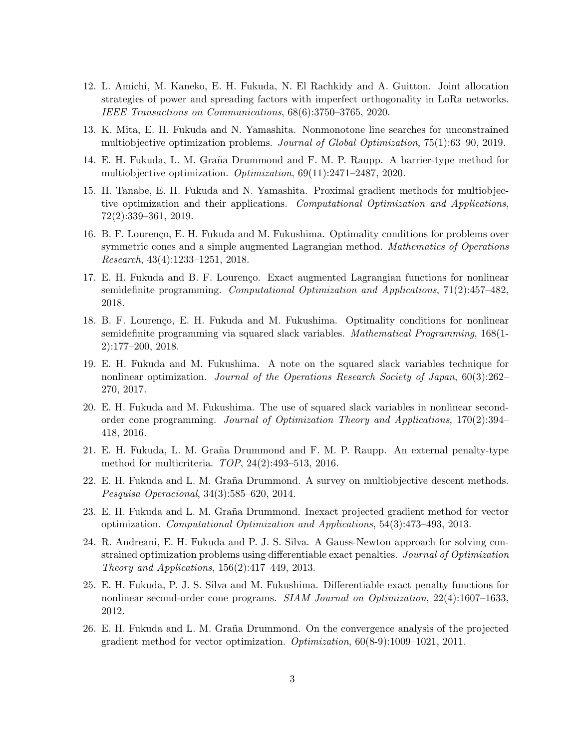12. L. Amichi, M. Kaneko, E. H. Fukuda, N. El Rachkidy and A. Guitton. Joint allocation strategies of power and spreading factors with imperfect orthogonality in LoRa networks. *IEEE Transactions on Communications*, 68(6):3750–3765, 2020.

13. K. Mita, E. H. Fukuda and N. Yamashita. Nonmonotone line searches for unconstrained multiobjective optimization problems. *Journal of Global Optimization*, 75(1):63–90, 2019.

14. E. H. Fukuda, L. M. Graña Drummond and F. M. P. Raupp. A barrier-type method for multiobjective optimization. *Optimization*, 69(11):2471–2487, 2020.

15. H. Tanabe, E. H. Fukuda and N. Yamashita. Proximal gradient methods for multiobjective optimization and their applications. *Computational Optimization and Applications*, 72(2):339–361, 2019.

16. B. F. Lourenço, E. H. Fukuda and M. Fukushima. Optimality conditions for problems over symmetric cones and a simple augmented Lagrangian method. *Mathematics of Operations Research*, 43(4):1233–1251, 2018.

17. E. H. Fukuda and B. F. Lourenço. Exact augmented Lagrangian functions for nonlinear semidefinite programming. *Computational Optimization and Applications*, 71(2):457–482, 2018.

18. B. F. Lourenço, E. H. Fukuda and M. Fukushima. Optimality conditions for nonlinear semidefinite programming via squared slack variables. *Mathematical Programming*, 168(1-2):177–200, 2018.

19. E. H. Fukuda and M. Fukushima. A note on the squared slack variables technique for nonlinear optimization. *Journal of the Operations Research Society of Japan*, 60(3):262–270, 2017.

20. E. H. Fukuda and M. Fukushima. The use of squared slack variables in nonlinear second-order cone programming. *Journal of Optimization Theory and Applications*, 170(2):394–418, 2016.

21. E. H. Fukuda, L. M. Graña Drummond and F. M. P. Raupp. An external penalty-type method for multicriteria. *TOP*, 24(2):493–513, 2016.

22. E. H. Fukuda and L. M. Graña Drummond. A survey on multiobjective descent methods. *Pesquisa Operacional*, 34(3):585–620, 2014.

23. E. H. Fukuda and L. M. Graña Drummond. Inexact projected gradient method for vector optimization. *Computational Optimization and Applications*, 54(3):473–493, 2013.

24. R. Andreani, E. H. Fukuda and P. J. S. Silva. A Gauss-Newton approach for solving constrained optimization problems using differentiable exact penalties. *Journal of Optimization Theory and Applications*, 156(2):417–449, 2013.

25. E. H. Fukuda, P. J. S. Silva and M. Fukushima. Differentiable exact penalty functions for nonlinear second-order cone programs. *SIAM Journal on Optimization*, 22(4):1607–1633, 2012.

26. E. H. Fukuda and L. M. Graña Drummond. On the convergence analysis of the projected gradient method for vector optimization. *Optimization*, 60(8-9):1009–1021, 2011.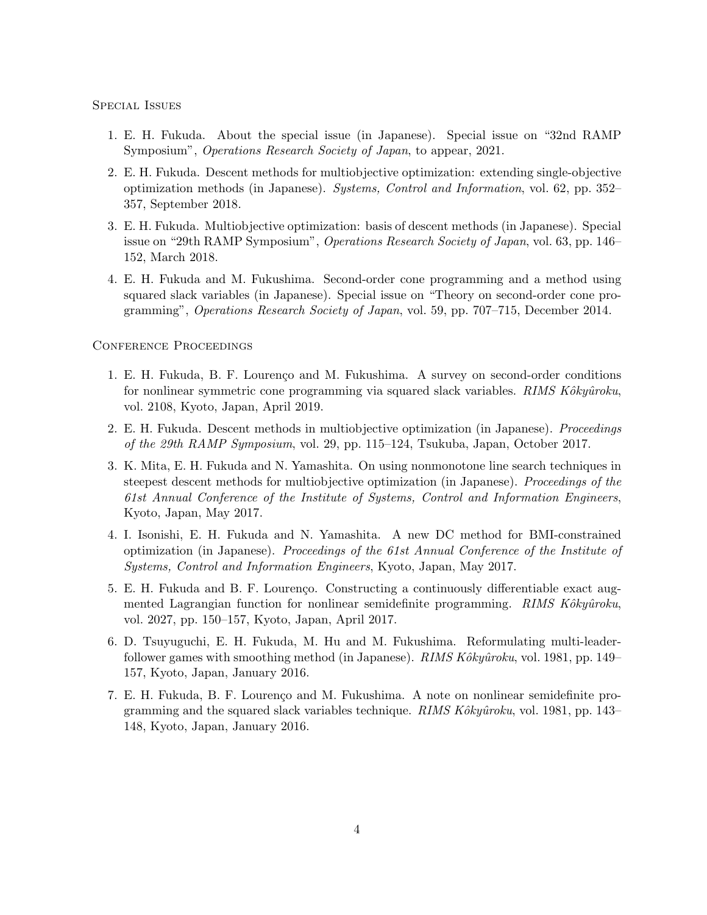### Special Issues

1. E. H. Fukuda. About the special issue (in Japanese). Special issue on "32nd RAMP Symposium", *Operations Research Society of Japan*, to appear, 2021.

2. E. H. Fukuda. Descent methods for multiobjective optimization: extending single-objective optimization methods (in Japanese). *Systems, Control and Information*, vol. 62, pp. 352–357, September 2018.

3. E. H. Fukuda. Multiobjective optimization: basis of descent methods (in Japanese). Special issue on "29th RAMP Symposium", *Operations Research Society of Japan*, vol. 63, pp. 146–152, March 2018.

4. E. H. Fukuda and M. Fukushima. Second-order cone programming and a method using squared slack variables (in Japanese). Special issue on "Theory on second-order cone programming", *Operations Research Society of Japan*, vol. 59, pp. 707–715, December 2014.

### Conference Proceedings

1. E. H. Fukuda, B. F. Lourenço and M. Fukushima. A survey on second-order conditions for nonlinear symmetric cone programming via squared slack variables. *RIMS Kôkyûroku*, vol. 2108, Kyoto, Japan, April 2019.

2. E. H. Fukuda. Descent methods in multiobjective optimization (in Japanese). *Proceedings of the 29th RAMP Symposium*, vol. 29, pp. 115–124, Tsukuba, Japan, October 2017.

3. K. Mita, E. H. Fukuda and N. Yamashita. On using nonmonotone line search techniques in steepest descent methods for multiobjective optimization (in Japanese). *Proceedings of the 61st Annual Conference of the Institute of Systems, Control and Information Engineers*, Kyoto, Japan, May 2017.

4. I. Isonishi, E. H. Fukuda and N. Yamashita. A new DC method for BMI-constrained optimization (in Japanese). *Proceedings of the 61st Annual Conference of the Institute of Systems, Control and Information Engineers*, Kyoto, Japan, May 2017.

5. E. H. Fukuda and B. F. Lourenço. Constructing a continuously differentiable exact augmented Lagrangian function for nonlinear semidefinite programming. *RIMS Kôkyûroku*, vol. 2027, pp. 150–157, Kyoto, Japan, April 2017.

6. D. Tsuyuguchi, E. H. Fukuda, M. Hu and M. Fukushima. Reformulating multi-leader-follower games with smoothing method (in Japanese). *RIMS Kôkyûroku*, vol. 1981, pp. 149–157, Kyoto, Japan, January 2016.

7. E. H. Fukuda, B. F. Lourenço and M. Fukushima. A note on nonlinear semidefinite programming and the squared slack variables technique. *RIMS Kôkyûroku*, vol. 1981, pp. 143–148, Kyoto, Japan, January 2016.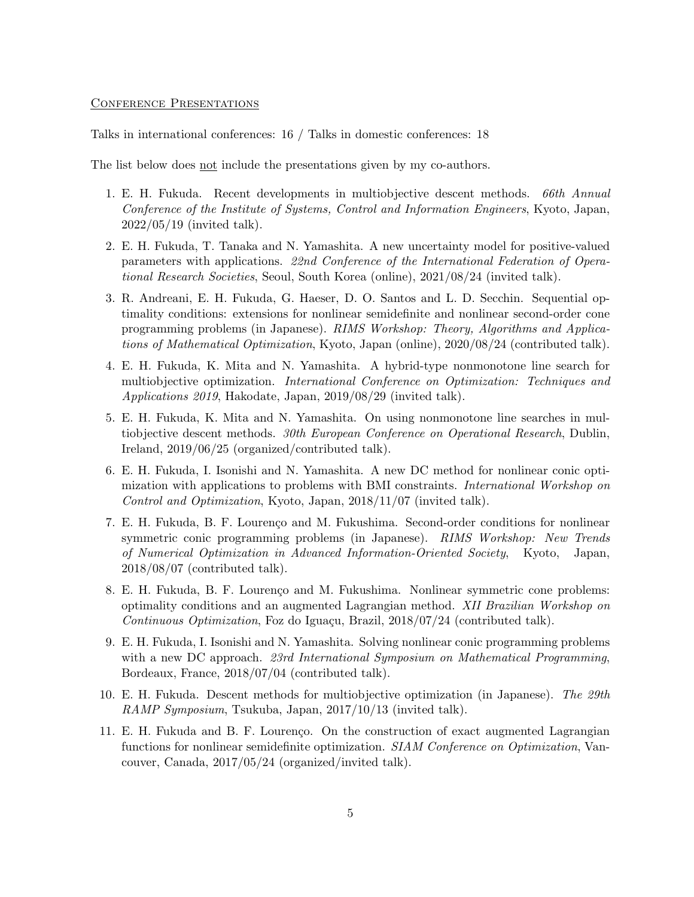## Conference Presentations

Talks in international conferences: 16 / Talks in domestic conferences: 18

The list below does not include the presentations given by my co-authors.

1. E. H. Fukuda. Recent developments in multiobjective descent methods. *66th Annual Conference of the Institute of Systems, Control and Information Engineers*, Kyoto, Japan, 2022/05/19 (invited talk).
2. E. H. Fukuda, T. Tanaka and N. Yamashita. A new uncertainty model for positive-valued parameters with applications. *22nd Conference of the International Federation of Operational Research Societies*, Seoul, South Korea (online), 2021/08/24 (invited talk).
3. R. Andreani, E. H. Fukuda, G. Haeser, D. O. Santos and L. D. Secchin. Sequential optimality conditions: extensions for nonlinear semidefinite and nonlinear second-order cone programming problems (in Japanese). *RIMS Workshop: Theory, Algorithms and Applications of Mathematical Optimization*, Kyoto, Japan (online), 2020/08/24 (contributed talk).
4. E. H. Fukuda, K. Mita and N. Yamashita. A hybrid-type nonmonotone line search for multiobjective optimization. *International Conference on Optimization: Techniques and Applications 2019*, Hakodate, Japan, 2019/08/29 (invited talk).
5. E. H. Fukuda, K. Mita and N. Yamashita. On using nonmonotone line searches in multiobjective descent methods. *30th European Conference on Operational Research*, Dublin, Ireland, 2019/06/25 (organized/contributed talk).
6. E. H. Fukuda, I. Isonishi and N. Yamashita. A new DC method for nonlinear conic optimization with applications to problems with BMI constraints. *International Workshop on Control and Optimization*, Kyoto, Japan, 2018/11/07 (invited talk).
7. E. H. Fukuda, B. F. Lourenço and M. Fukushima. Second-order conditions for nonlinear symmetric conic programming problems (in Japanese). *RIMS Workshop: New Trends of Numerical Optimization in Advanced Information-Oriented Society*, Kyoto, Japan, 2018/08/07 (contributed talk).
8. E. H. Fukuda, B. F. Lourenço and M. Fukushima. Nonlinear symmetric cone problems: optimality conditions and an augmented Lagrangian method. *XII Brazilian Workshop on Continuous Optimization*, Foz do Iguaçu, Brazil, 2018/07/24 (contributed talk).
9. E. H. Fukuda, I. Isonishi and N. Yamashita. Solving nonlinear conic programming problems with a new DC approach. *23rd International Symposium on Mathematical Programming*, Bordeaux, France, 2018/07/04 (contributed talk).
10. E. H. Fukuda. Descent methods for multiobjective optimization (in Japanese). *The 29th RAMP Symposium*, Tsukuba, Japan, 2017/10/13 (invited talk).
11. E. H. Fukuda and B. F. Lourenço. On the construction of exact augmented Lagrangian functions for nonlinear semidefinite optimization. *SIAM Conference on Optimization*, Vancouver, Canada, 2017/05/24 (organized/invited talk).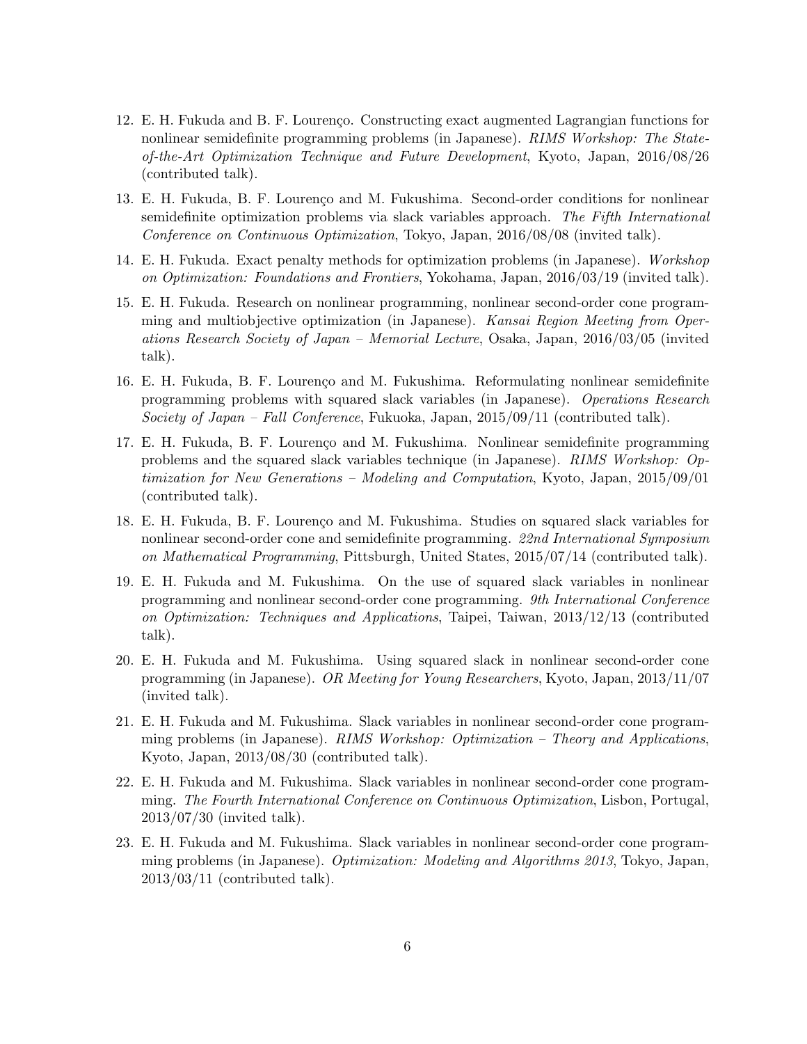12. E. H. Fukuda and B. F. Lourenço. Constructing exact augmented Lagrangian functions for nonlinear semidefinite programming problems (in Japanese). *RIMS Workshop: The State-of-the-Art Optimization Technique and Future Development*, Kyoto, Japan, 2016/08/26 (contributed talk).

13. E. H. Fukuda, B. F. Lourenço and M. Fukushima. Second-order conditions for nonlinear semidefinite optimization problems via slack variables approach. *The Fifth International Conference on Continuous Optimization*, Tokyo, Japan, 2016/08/08 (invited talk).

14. E. H. Fukuda. Exact penalty methods for optimization problems (in Japanese). *Workshop on Optimization: Foundations and Frontiers*, Yokohama, Japan, 2016/03/19 (invited talk).

15. E. H. Fukuda. Research on nonlinear programming, nonlinear second-order cone programming and multiobjective optimization (in Japanese). *Kansai Region Meeting from Operations Research Society of Japan – Memorial Lecture*, Osaka, Japan, 2016/03/05 (invited talk).

16. E. H. Fukuda, B. F. Lourenço and M. Fukushima. Reformulating nonlinear semidefinite programming problems with squared slack variables (in Japanese). *Operations Research Society of Japan – Fall Conference*, Fukuoka, Japan, 2015/09/11 (contributed talk).

17. E. H. Fukuda, B. F. Lourenço and M. Fukushima. Nonlinear semidefinite programming problems and the squared slack variables technique (in Japanese). *RIMS Workshop: Optimization for New Generations – Modeling and Computation*, Kyoto, Japan, 2015/09/01 (contributed talk).

18. E. H. Fukuda, B. F. Lourenço and M. Fukushima. Studies on squared slack variables for nonlinear second-order cone and semidefinite programming. *22nd International Symposium on Mathematical Programming*, Pittsburgh, United States, 2015/07/14 (contributed talk).

19. E. H. Fukuda and M. Fukushima. On the use of squared slack variables in nonlinear programming and nonlinear second-order cone programming. *9th International Conference on Optimization: Techniques and Applications*, Taipei, Taiwan, 2013/12/13 (contributed talk).

20. E. H. Fukuda and M. Fukushima. Using squared slack in nonlinear second-order cone programming (in Japanese). *OR Meeting for Young Researchers*, Kyoto, Japan, 2013/11/07 (invited talk).

21. E. H. Fukuda and M. Fukushima. Slack variables in nonlinear second-order cone programming problems (in Japanese). *RIMS Workshop: Optimization – Theory and Applications*, Kyoto, Japan, 2013/08/30 (contributed talk).

22. E. H. Fukuda and M. Fukushima. Slack variables in nonlinear second-order cone programming. *The Fourth International Conference on Continuous Optimization*, Lisbon, Portugal, 2013/07/30 (invited talk).

23. E. H. Fukuda and M. Fukushima. Slack variables in nonlinear second-order cone programming problems (in Japanese). *Optimization: Modeling and Algorithms 2013*, Tokyo, Japan, 2013/03/11 (contributed talk).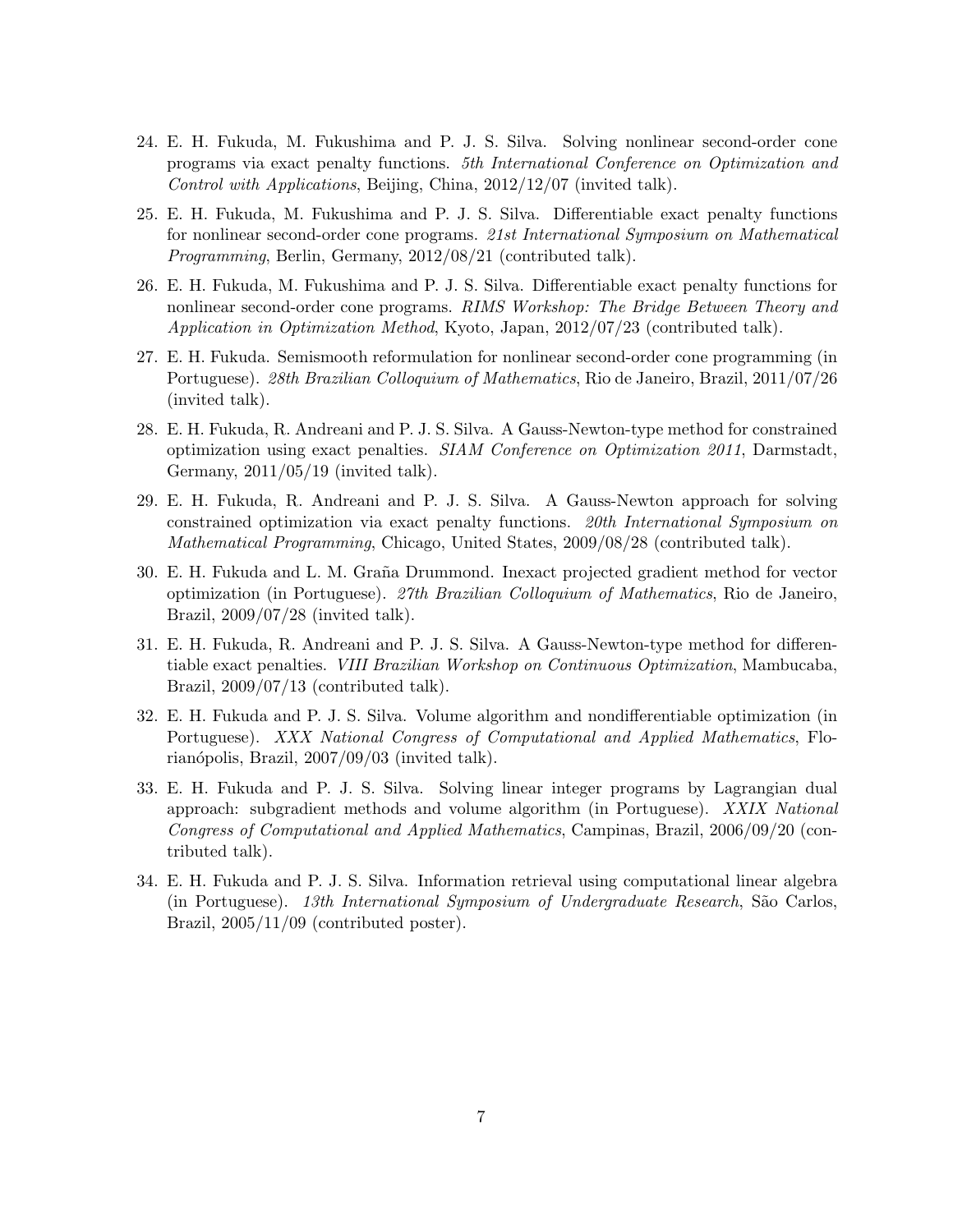24. E. H. Fukuda, M. Fukushima and P. J. S. Silva. Solving nonlinear second-order cone programs via exact penalty functions. *5th International Conference on Optimization and Control with Applications*, Beijing, China, 2012/12/07 (invited talk).

25. E. H. Fukuda, M. Fukushima and P. J. S. Silva. Differentiable exact penalty functions for nonlinear second-order cone programs. *21st International Symposium on Mathematical Programming*, Berlin, Germany, 2012/08/21 (contributed talk).

26. E. H. Fukuda, M. Fukushima and P. J. S. Silva. Differentiable exact penalty functions for nonlinear second-order cone programs. *RIMS Workshop: The Bridge Between Theory and Application in Optimization Method*, Kyoto, Japan, 2012/07/23 (contributed talk).

27. E. H. Fukuda. Semismooth reformulation for nonlinear second-order cone programming (in Portuguese). *28th Brazilian Colloquium of Mathematics*, Rio de Janeiro, Brazil, 2011/07/26 (invited talk).

28. E. H. Fukuda, R. Andreani and P. J. S. Silva. A Gauss-Newton-type method for constrained optimization using exact penalties. *SIAM Conference on Optimization 2011*, Darmstadt, Germany, 2011/05/19 (invited talk).

29. E. H. Fukuda, R. Andreani and P. J. S. Silva. A Gauss-Newton approach for solving constrained optimization via exact penalty functions. *20th International Symposium on Mathematical Programming*, Chicago, United States, 2009/08/28 (contributed talk).

30. E. H. Fukuda and L. M. Graña Drummond. Inexact projected gradient method for vector optimization (in Portuguese). *27th Brazilian Colloquium of Mathematics*, Rio de Janeiro, Brazil, 2009/07/28 (invited talk).

31. E. H. Fukuda, R. Andreani and P. J. S. Silva. A Gauss-Newton-type method for differentiable exact penalties. *VIII Brazilian Workshop on Continuous Optimization*, Mambucaba, Brazil, 2009/07/13 (contributed talk).

32. E. H. Fukuda and P. J. S. Silva. Volume algorithm and nondifferentiable optimization (in Portuguese). *XXX National Congress of Computational and Applied Mathematics*, Florianópolis, Brazil, 2007/09/03 (invited talk).

33. E. H. Fukuda and P. J. S. Silva. Solving linear integer programs by Lagrangian dual approach: subgradient methods and volume algorithm (in Portuguese). *XXIX National Congress of Computational and Applied Mathematics*, Campinas, Brazil, 2006/09/20 (contributed talk).

34. E. H. Fukuda and P. J. S. Silva. Information retrieval using computational linear algebra (in Portuguese). *13th International Symposium of Undergraduate Research*, São Carlos, Brazil, 2005/11/09 (contributed poster).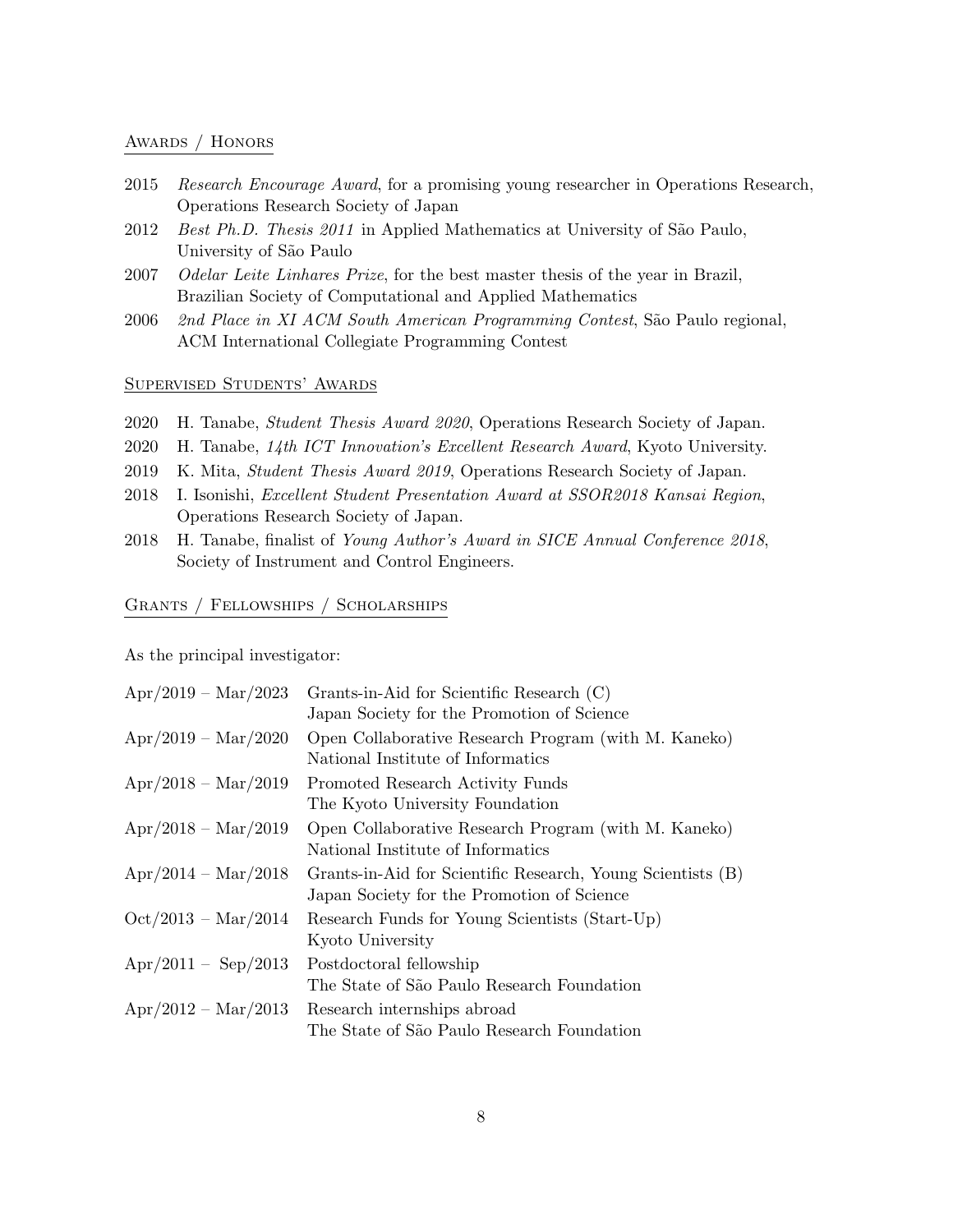## Awards / Honors

- 2015 *Research Encourage Award*, for a promising young researcher in Operations Research, Operations Research Society of Japan
- 2012 *Best Ph.D. Thesis 2011* in Applied Mathematics at University of São Paulo, University of São Paulo
- 2007 *Odelar Leite Linhares Prize*, for the best master thesis of the year in Brazil, Brazilian Society of Computational and Applied Mathematics
- 2006 *2nd Place in XI ACM South American Programming Contest*, São Paulo regional, ACM International Collegiate Programming Contest

## Supervised Students' Awards

- 2020 H. Tanabe, *Student Thesis Award 2020*, Operations Research Society of Japan.
- 2020 H. Tanabe, *14th ICT Innovation's Excellent Research Award*, Kyoto University.
- 2019 K. Mita, *Student Thesis Award 2019*, Operations Research Society of Japan.
- 2018 I. Isonishi, *Excellent Student Presentation Award at SSOR2018 Kansai Region*, Operations Research Society of Japan.
- 2018 H. Tanabe, finalist of *Young Author's Award in SICE Annual Conference 2018*, Society of Instrument and Control Engineers.

## Grants / Fellowships / Scholarships

As the principal investigator:

- Apr/2019 – Mar/2023 Grants-in-Aid for Scientific Research (C)  
  Japan Society for the Promotion of Science
- Apr/2019 – Mar/2020 Open Collaborative Research Program (with M. Kaneko)  
  National Institute of Informatics
- Apr/2018 – Mar/2019 Promoted Research Activity Funds  
  The Kyoto University Foundation
- Apr/2018 – Mar/2019 Open Collaborative Research Program (with M. Kaneko)  
  National Institute of Informatics
- Apr/2014 – Mar/2018 Grants-in-Aid for Scientific Research, Young Scientists (B)  
  Japan Society for the Promotion of Science
- Oct/2013 – Mar/2014 Research Funds for Young Scientists (Start-Up)  
  Kyoto University
- Apr/2011 – Sep/2013 Postdoctoral fellowship  
  The State of São Paulo Research Foundation
- Apr/2012 – Mar/2013 Research internships abroad  
  The State of São Paulo Research Foundation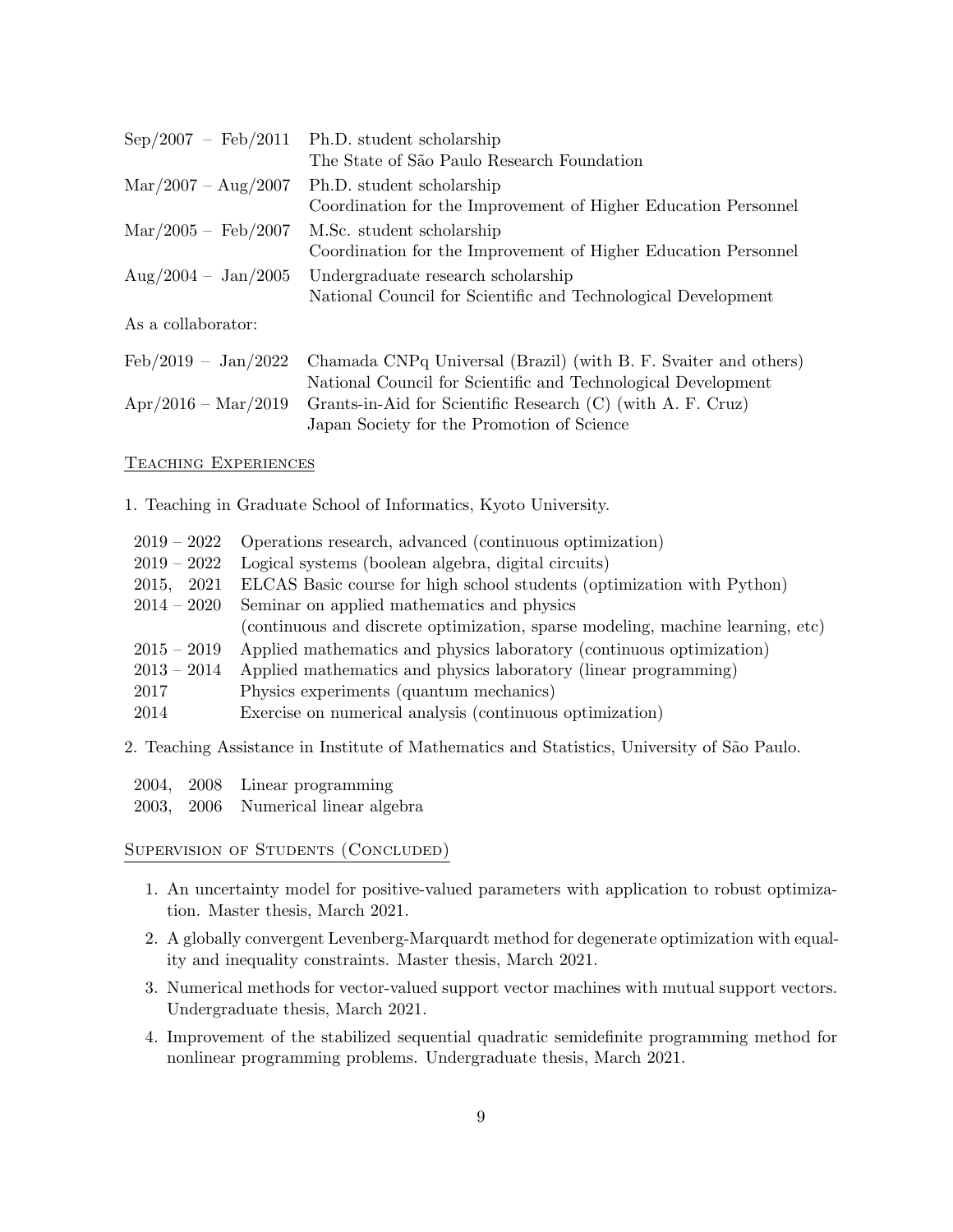| | |
|---|---|
| Sep/2007 – Feb/2011 | Ph.D. student scholarship<br>The State of São Paulo Research Foundation |
| Mar/2007 – Aug/2007 | Ph.D. student scholarship<br>Coordination for the Improvement of Higher Education Personnel |
| Mar/2005 – Feb/2007 | M.Sc. student scholarship<br>Coordination for the Improvement of Higher Education Personnel |
| Aug/2004 – Jan/2005 | Undergraduate research scholarship<br>National Council for Scientific and Technological Development |

As a collaborator:

| | |
|---|---|
| Feb/2019 – Jan/2022 | Chamada CNPq Universal (Brazil) (with B. F. Svaiter and others)<br>National Council for Scientific and Technological Development |
| Apr/2016 – Mar/2019 | Grants-in-Aid for Scientific Research (C) (with A. F. Cruz)<br>Japan Society for the Promotion of Science |

## Teaching Experiences

1. Teaching in Graduate School of Informatics, Kyoto University.

| | |
|---|---|
| 2019 – 2022 | Operations research, advanced (continuous optimization) |
| 2019 – 2022 | Logical systems (boolean algebra, digital circuits) |
| 2015, 2021 | ELCAS Basic course for high school students (optimization with Python) |
| 2014 – 2020 | Seminar on applied mathematics and physics<br>(continuous and discrete optimization, sparse modeling, machine learning, etc) |
| 2015 – 2019 | Applied mathematics and physics laboratory (continuous optimization) |
| 2013 – 2014 | Applied mathematics and physics laboratory (linear programming) |
| 2017 | Physics experiments (quantum mechanics) |
| 2014 | Exercise on numerical analysis (continuous optimization) |

2. Teaching Assistance in Institute of Mathematics and Statistics, University of São Paulo.

| | |
|---|---|
| 2004, 2008 | Linear programming |
| 2003, 2006 | Numerical linear algebra |

## Supervision of Students (Concluded)

1. An uncertainty model for positive-valued parameters with application to robust optimization. Master thesis, March 2021.
2. A globally convergent Levenberg-Marquardt method for degenerate optimization with equality and inequality constraints. Master thesis, March 2021.
3. Numerical methods for vector-valued support vector machines with mutual support vectors. Undergraduate thesis, March 2021.
4. Improvement of the stabilized sequential quadratic semidefinite programming method for nonlinear programming problems. Undergraduate thesis, March 2021.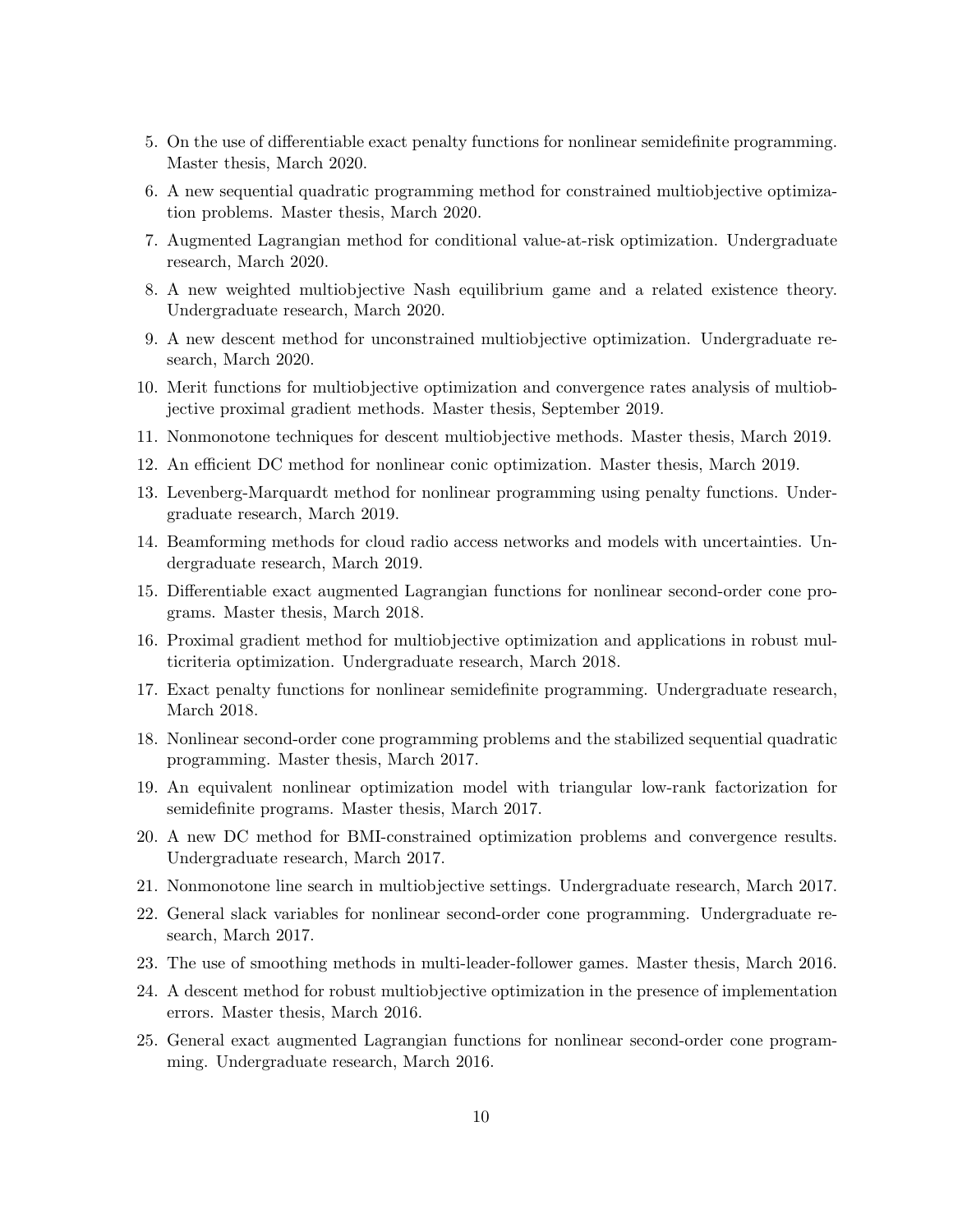5. On the use of differentiable exact penalty functions for nonlinear semidefinite programming. Master thesis, March 2020.
6. A new sequential quadratic programming method for constrained multiobjective optimization problems. Master thesis, March 2020.
7. Augmented Lagrangian method for conditional value-at-risk optimization. Undergraduate research, March 2020.
8. A new weighted multiobjective Nash equilibrium game and a related existence theory. Undergraduate research, March 2020.
9. A new descent method for unconstrained multiobjective optimization. Undergraduate research, March 2020.
10. Merit functions for multiobjective optimization and convergence rates analysis of multiobjective proximal gradient methods. Master thesis, September 2019.
11. Nonmonotone techniques for descent multiobjective methods. Master thesis, March 2019.
12. An efficient DC method for nonlinear conic optimization. Master thesis, March 2019.
13. Levenberg-Marquardt method for nonlinear programming using penalty functions. Undergraduate research, March 2019.
14. Beamforming methods for cloud radio access networks and models with uncertainties. Undergraduate research, March 2019.
15. Differentiable exact augmented Lagrangian functions for nonlinear second-order cone programs. Master thesis, March 2018.
16. Proximal gradient method for multiobjective optimization and applications in robust multicriteria optimization. Undergraduate research, March 2018.
17. Exact penalty functions for nonlinear semidefinite programming. Undergraduate research, March 2018.
18. Nonlinear second-order cone programming problems and the stabilized sequential quadratic programming. Master thesis, March 2017.
19. An equivalent nonlinear optimization model with triangular low-rank factorization for semidefinite programs. Master thesis, March 2017.
20. A new DC method for BMI-constrained optimization problems and convergence results. Undergraduate research, March 2017.
21. Nonmonotone line search in multiobjective settings. Undergraduate research, March 2017.
22. General slack variables for nonlinear second-order cone programming. Undergraduate research, March 2017.
23. The use of smoothing methods in multi-leader-follower games. Master thesis, March 2016.
24. A descent method for robust multiobjective optimization in the presence of implementation errors. Master thesis, March 2016.
25. General exact augmented Lagrangian functions for nonlinear second-order cone programming. Undergraduate research, March 2016.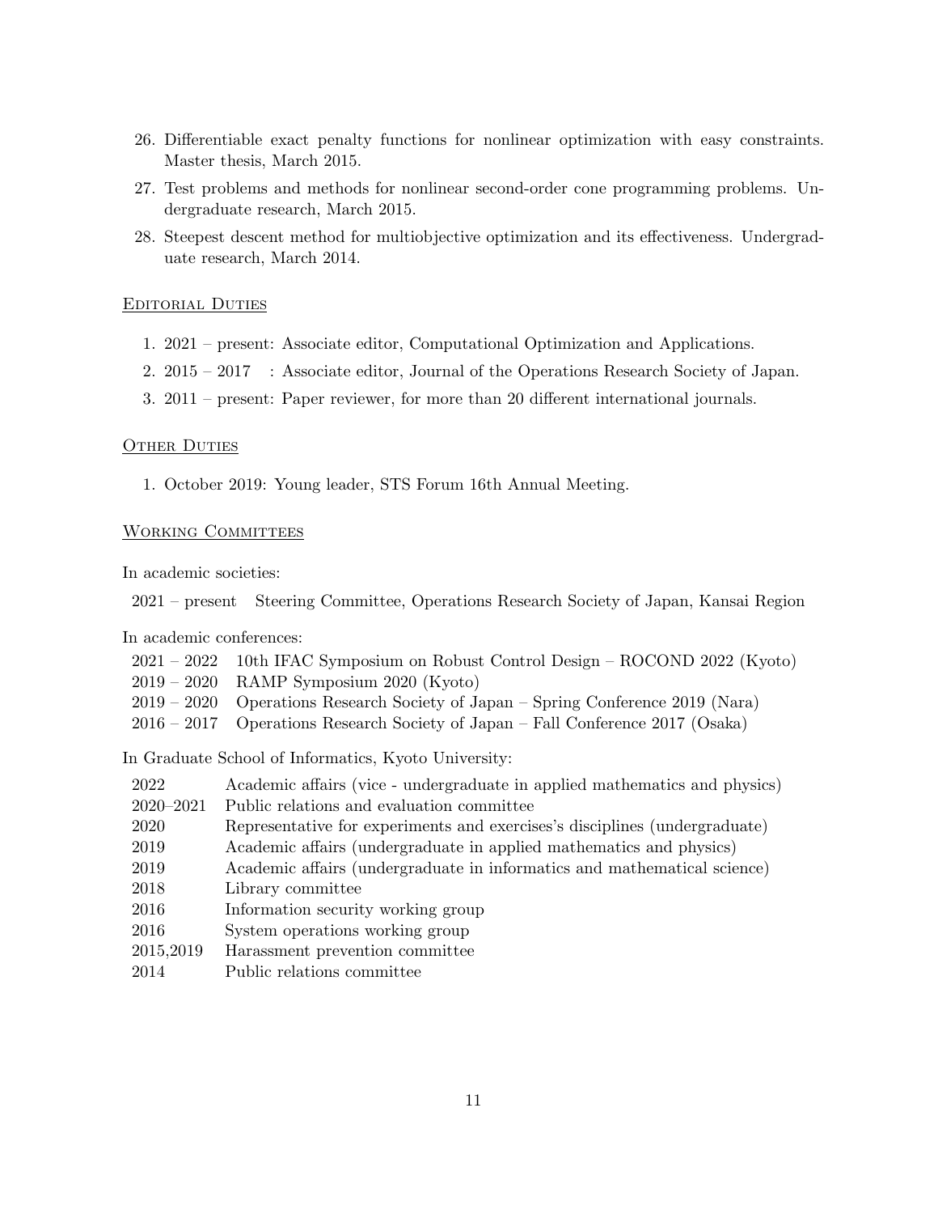26. Differentiable exact penalty functions for nonlinear optimization with easy constraints. Master thesis, March 2015.
27. Test problems and methods for nonlinear second-order cone programming problems. Undergraduate research, March 2015.
28. Steepest descent method for multiobjective optimization and its effectiveness. Undergraduate research, March 2014.

## Editorial Duties

1. 2021 – present: Associate editor, Computational Optimization and Applications.
2. 2015 – 2017 : Associate editor, Journal of the Operations Research Society of Japan.
3. 2011 – present: Paper reviewer, for more than 20 different international journals.

## Other Duties

1. October 2019: Young leader, STS Forum 16th Annual Meeting.

## Working Committees

In academic societies:

| | |
|---|---|
| 2021 – present | Steering Committee, Operations Research Society of Japan, Kansai Region |

In academic conferences:

| | |
|---|---|
| 2021 – 2022 | 10th IFAC Symposium on Robust Control Design – ROCOND 2022 (Kyoto) |
| 2019 – 2020 | RAMP Symposium 2020 (Kyoto) |
| 2019 – 2020 | Operations Research Society of Japan – Spring Conference 2019 (Nara) |
| 2016 – 2017 | Operations Research Society of Japan – Fall Conference 2017 (Osaka) |

In Graduate School of Informatics, Kyoto University:

| | |
|---|---|
| 2022 | Academic affairs (vice - undergraduate in applied mathematics and physics) |
| 2020–2021 | Public relations and evaluation committee |
| 2020 | Representative for experiments and exercises's disciplines (undergraduate) |
| 2019 | Academic affairs (undergraduate in applied mathematics and physics) |
| 2019 | Academic affairs (undergraduate in informatics and mathematical science) |
| 2018 | Library committee |
| 2016 | Information security working group |
| 2016 | System operations working group |
| 2015,2019 | Harassment prevention committee |
| 2014 | Public relations committee |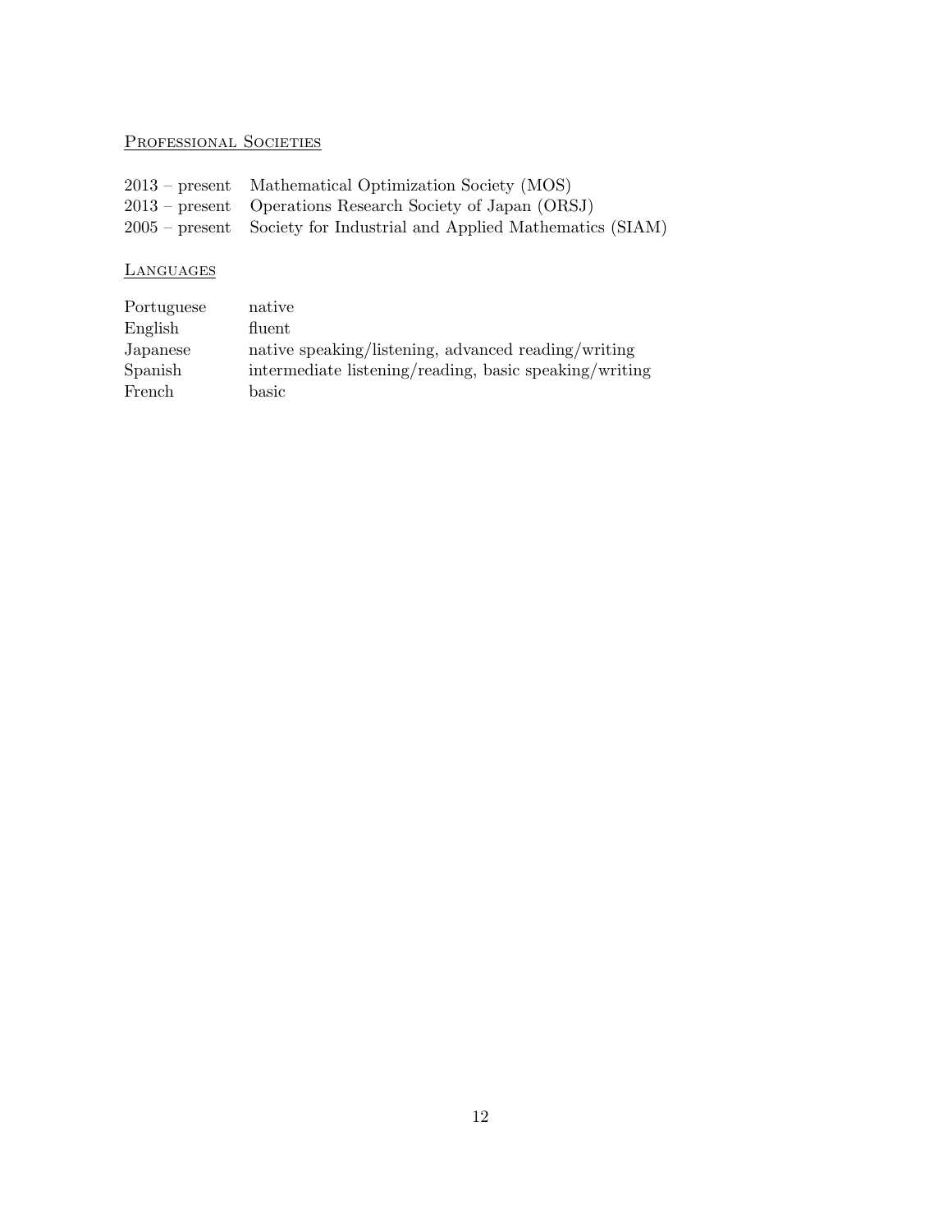## Professional Societies

| | |
|---|---|
| 2013 – present | Mathematical Optimization Society (MOS) |
| 2013 – present | Operations Research Society of Japan (ORSJ) |
| 2005 – present | Society for Industrial and Applied Mathematics (SIAM) |

## Languages

| | |
|---|---|
| Portuguese | native |
| English | fluent |
| Japanese | native speaking/listening, advanced reading/writing |
| Spanish | intermediate listening/reading, basic speaking/writing |
| French | basic |